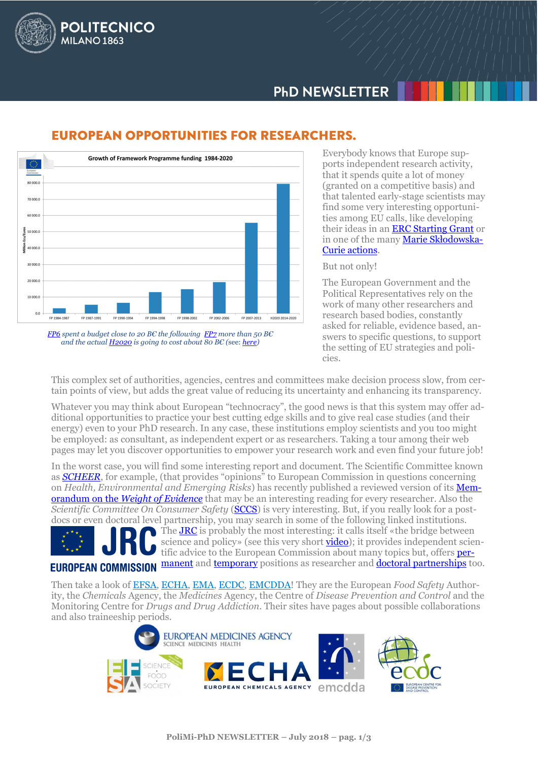## EUROPEAN OPPORTUNITIES FOR RESEARCHERS.

*FP6 spent a budget close to 20 B€ the following FP7 more than 50 B€ and the actual H2020 is going to cost about 80 B€ (see: here)*

Everybody knows that Europe supports independent research activity, that it spends quite a lot of money (granted on a competitive basis) and that talented early-stage scientists may find some very interesting opportunities among EU calls, like developing their ideas in an ERC Starting Grant or in one of the many Marie Skłodowska-Curie actions.

But not only!

The European Government and the Political Representatives rely on the work of many other researchers and research based bodies, constantly asked for reliable, evidence based, answers to specific questions, to support the setting of EU strategies and policies.

This complex set of authorities, agencies, centres and committees make decision process slow, from certain points of view, but adds the great value of reducing its uncertainty and enhancing its transparency.

Whatever you may think about European "technocracy", the good news is that this system may offer additional opportunities to practice your best cutting edge skills and to give real case studies (and their energy) even to your PhD research. In any case, these institutions employ scientists and you too might be employed: as consultant, as independent expert or as researchers. Taking a tour among their web pages may let you discover opportunities to empower your research work and even find your future job!

In the worst case, you will find some interesting report and document. The Scientific Committee known as *SCHEER*, for example, (that provides "opinions" to European Commission in questions concerning on *Health, Environmental and Emerging Risks*) has recently published a reviewed version of its Memorandum on the *Weight of Evidence* that may be an interesting reading for every researcher. Also the *Scientific Committee On Consumer Safety* (SCCS) is very interesting. But, if you really look for a post-docs or even doctoral level partnership, you may search in some of the following linked institutions.

The JRC is probably the most interesting: it calls itself «the bridge between science and policy» (see this very short video); it provides independent scientific advice to the European Commission about many topics but, offers permanent and temporary positions as researcher and doctoral partnerships too.

Then take a look of EFSA, ECHA, EMA, ECDC, EMCDDA! They are the European *Food Safety* Authority, the *Chemicals* Agency, the *Medicines* Agency, the Centre of *Disease Prevention and Control* and the Monitoring Centre for *Drugs and Drug Addiction*. Their sites have pages about possible collaborations and also traineeship periods.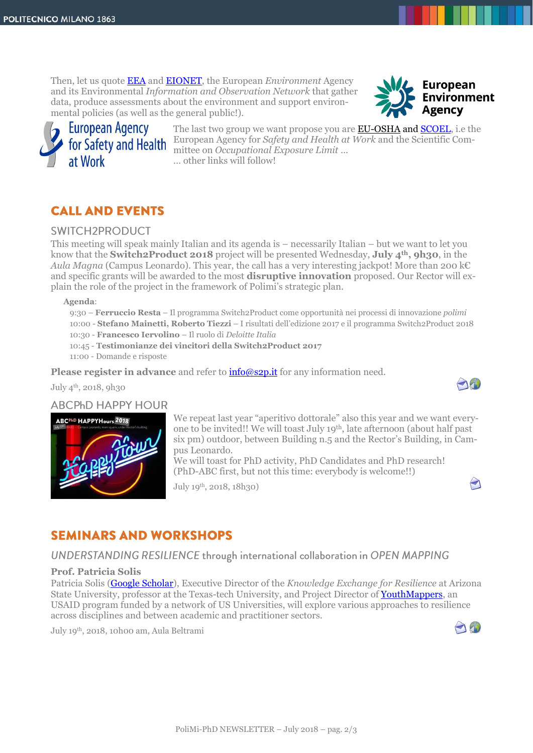Then, let us quote EEA and EIONET, the European *Environment* Agency and its Environmental *Information and Observation Network* that gather data, produce assessments about the environment and support environmental policies (as well as the general public!).

The last two group we want propose you are EU-OSHA and SCOEL, i.e the European Agency for *Safety and Health at Work* and the Scientific Committee on *Occupational Exposure Limit* ...
... other links will follow!

## CALL AND EVENTS

### SWITCH2PRODUCT

This meeting will speak mainly Italian and its agenda is – necessarily Italian – but we want to let you know that the **Switch2Product 2018** project will be presented Wednesday, **July 4th, 9h30**, in the *Aula Magna* (Campus Leonardo). This year, the call has a very interesting jackpot! More than 200 k€ and specific grants will be awarded to the most **disruptive innovation** proposed. Our Rector will explain the role of the project in the framework of Polimi's strategic plan.

**Agenda**:

9:30 – **Ferruccio Resta** – Il programma Switch2Product come opportunità nei processi di innovazione *polimi*
10:00 - **Stefano Mainetti, Roberto Tiezzi** – I risultati dell'edizione 2017 e il programma Switch2Product 2018
10:30 - **Francesco Iervolino** – Il ruolo di *Deloitte Italia*
10:45 - **Testimonianze dei vincitori della Switch2Product 2017**
11:00 - Domande e risposte

**Please register in advance** and refer to info@s2p.it for any information need.

July 4th, 2018, 9h30

### ABCPhD HAPPY HOUR

We repeat last year "aperitivo dottorale" also this year and we want everyone to be invited!! We will toast July 19th, late afternoon (about half past six pm) outdoor, between Building n.5 and the Rector's Building, in Campus Leonardo.
We will toast for PhD activity, PhD Candidates and PhD research!
(PhD-ABC first, but not this time: everybody is welcome!!)

July 19th, 2018, 18h30)

## SEMINARS AND WORKSHOPS

### *UNDERSTANDING RESILIENCE* through international collaboration in *OPEN MAPPING*

**Prof. Patricia Solis**

Patricia Solis (Google Scholar), Executive Director of the *Knowledge Exchange for Resilience* at Arizona State University, professor at the Texas-tech University, and Project Director of YouthMappers, an USAID program funded by a network of US Universities, will explore various approaches to resilience across disciplines and between academic and practitioner sectors.

July 19th, 2018, 10h00 am, Aula Beltrami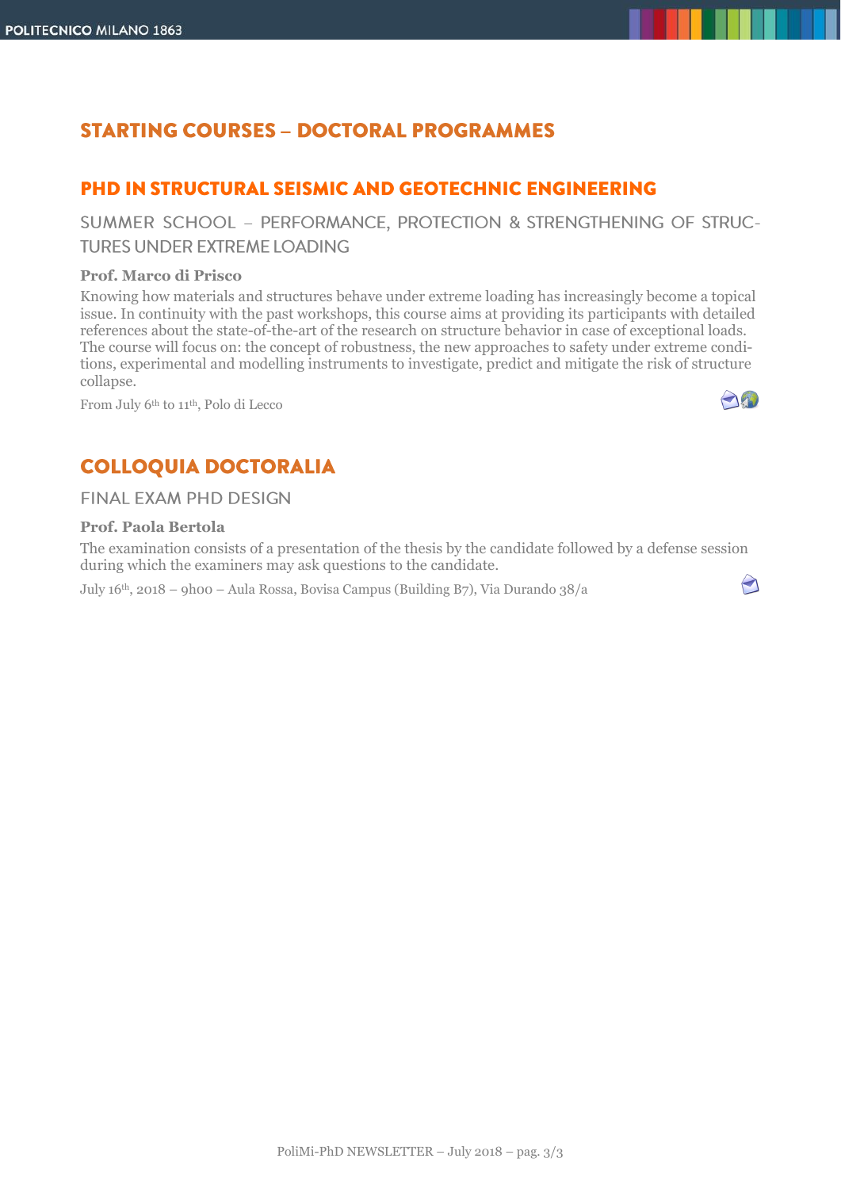# STARTING COURSES – DOCTORAL PROGRAMMES

## PHD IN STRUCTURAL SEISMIC AND GEOTECHNIC ENGINEERING

### SUMMER SCHOOL – PERFORMANCE, PROTECTION & STRENGTHENING OF STRUCTURES UNDER EXTREME LOADING

**Prof. Marco di Prisco**

Knowing how materials and structures behave under extreme loading has increasingly become a topical issue. In continuity with the past workshops, this course aims at providing its participants with detailed references about the state-of-the-art of the research on structure behavior in case of exceptional loads. The course will focus on: the concept of robustness, the new approaches to safety under extreme conditions, experimental and modelling instruments to investigate, predict and mitigate the risk of structure collapse.

From July 6th to 11th, Polo di Lecco

## COLLOQUIA DOCTORALIA

### FINAL EXAM PHD DESIGN

**Prof. Paola Bertola**

The examination consists of a presentation of the thesis by the candidate followed by a defense session during which the examiners may ask questions to the candidate.

July 16th, 2018 – 9h00 – Aula Rossa, Bovisa Campus (Building B7), Via Durando 38/a